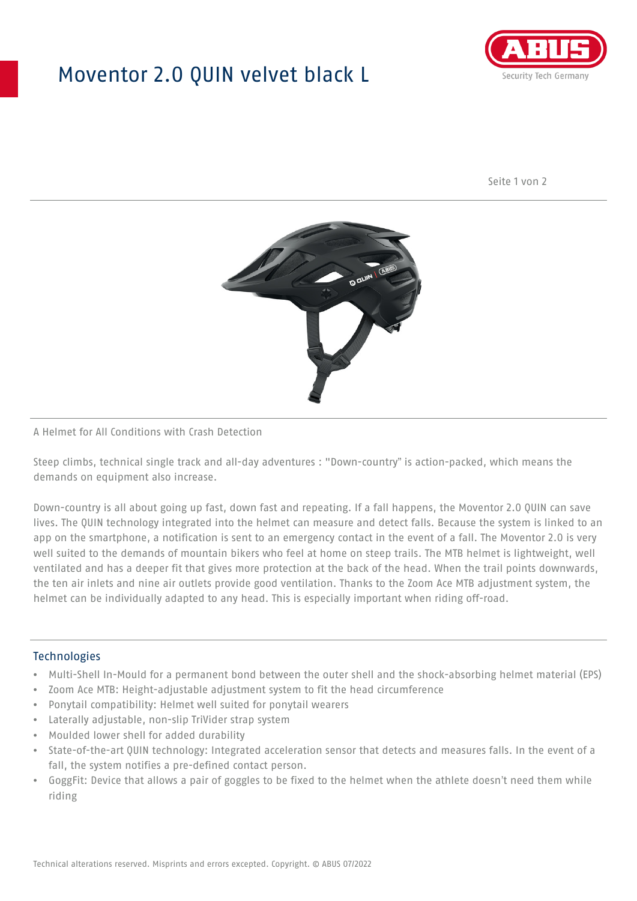# Moventor 2.0 QUIN velvet black L

A Helmet for All Conditions with Crash Detection

Steep climbs, technical single track and all-day adventures : "Down-country" is action-packed, which means the demands on equipment also increase.

Down-country is all about going up fast, down fast and repeating. If a fall happens, the Moventor 2.0 QUIN can save lives. The QUIN technology integrated into the helmet can measure and detect falls. Because the system is linked to an app on the smartphone, a notification is sent to an emergency contact in the event of a fall. The Moventor 2.0 is very well suited to the demands of mountain bikers who feel at home on steep trails. The MTB helmet is lightweight, well ventilated and has a deeper fit that gives more protection at the back of the head. When the trail points downwards, the ten air inlets and nine air outlets provide good ventilation. Thanks to the Zoom Ace MTB adjustment system, the helmet can be individually adapted to any head. This is especially important when riding off-road.

## Technologies

- Multi-Shell In-Mould for a permanent bond between the outer shell and the shock-absorbing helmet material (EPS)
- Zoom Ace MTB: Height-adjustable adjustment system to fit the head circumference
- Ponytail compatibility: Helmet well suited for ponytail wearers
- Laterally adjustable, non-slip TriVider strap system
- Moulded lower shell for added durability
- State-of-the-art QUIN technology: Integrated acceleration sensor that detects and measures falls. In the event of a fall, the system notifies a pre-defined contact person.
- GoggFit: Device that allows a pair of goggles to be fixed to the helmet when the athlete doesn't need them while riding

Technical alterations reserved. Misprints and errors excepted. Copyright. © ABUS 07/2022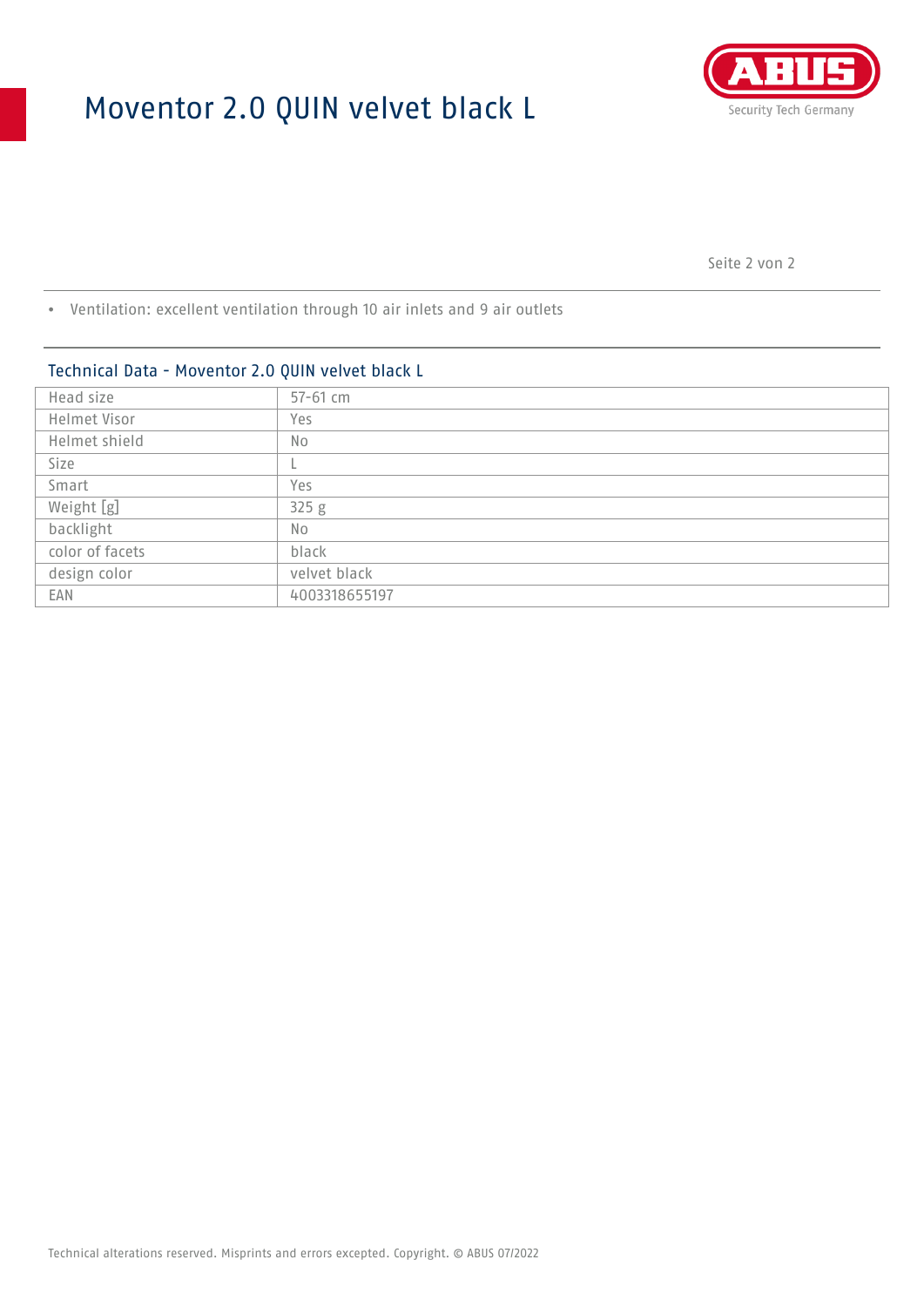- Ventilation: excellent ventilation through 10 air inlets and 9 air outlets

## Technical Data - Moventor 2.0 QUIN velvet black L

| | |
|---|---|
| Head size | 57-61 cm |
| Helmet Visor | Yes |
| Helmet shield | No |
| Size | L |
| Smart | Yes |
| Weight [g] | 325 g |
| backlight | No |
| color of facets | black |
| design color | velvet black |
| EAN | 4003318655197 |

Technical alterations reserved. Misprints and errors excepted. Copyright. © ABUS 07/2022